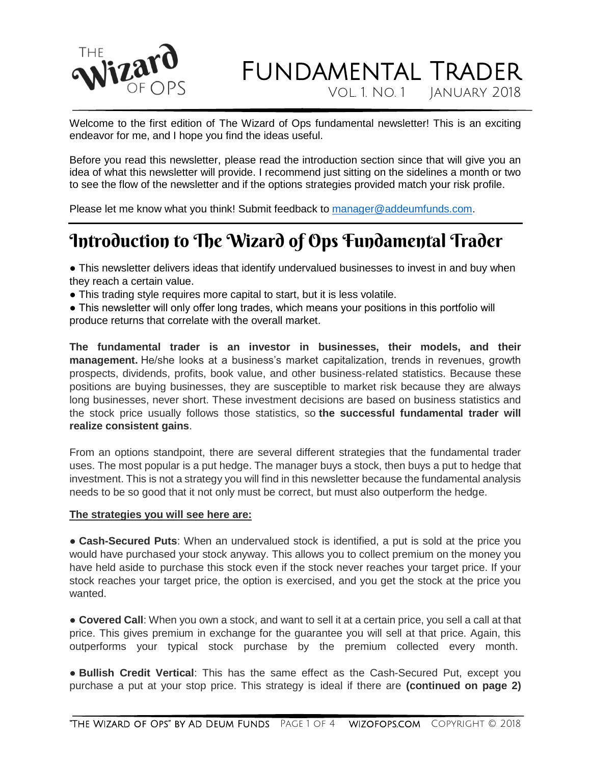# The Wizard of Ops — Fundamental Trader

Vol. 1. No. 1  January 2018

Welcome to the first edition of The Wizard of Ops fundamental newsletter! This is an exciting endeavor for me, and I hope you find the ideas useful.

Before you read this newsletter, please read the introduction section since that will give you an idea of what this newsletter will provide. I recommend just sitting on the sidelines a month or two to see the flow of the newsletter and if the options strategies provided match your risk profile.

Please let me know what you think! Submit feedback to [manager@addeumfunds.com](mailto:manager@addeumfunds.com).

## Introduction to The Wizard of Ops Fundamental Trader

- This newsletter delivers ideas that identify undervalued businesses to invest in and buy when they reach a certain value.
- This trading style requires more capital to start, but it is less volatile.
- This newsletter will only offer long trades, which means your positions in this portfolio will produce returns that correlate with the overall market.

**The fundamental trader is an investor in businesses, their models, and their management.** He/she looks at a business's market capitalization, trends in revenues, growth prospects, dividends, profits, book value, and other business-related statistics. Because these positions are buying businesses, they are susceptible to market risk because they are always long businesses, never short. These investment decisions are based on business statistics and the stock price usually follows those statistics, so **the successful fundamental trader will realize consistent gains**.

From an options standpoint, there are several different strategies that the fundamental trader uses. The most popular is a put hedge. The manager buys a stock, then buys a put to hedge that investment. This is not a strategy you will find in this newsletter because the fundamental analysis needs to be so good that it not only must be correct, but must also outperform the hedge.

**The strategies you will see here are:**

- **Cash-Secured Puts**: When an undervalued stock is identified, a put is sold at the price you would have purchased your stock anyway. This allows you to collect premium on the money you have held aside to purchase this stock even if the stock never reaches your target price. If your stock reaches your target price, the option is exercised, and you get the stock at the price you wanted.

- **Covered Call**: When you own a stock, and want to sell it at a certain price, you sell a call at that price. This gives premium in exchange for the guarantee you will sell at that price. Again, this outperforms your typical stock purchase by the premium collected every month.

- **Bullish Credit Vertical**: This has the same effect as the Cash-Secured Put, except you purchase a put at your stop price. This strategy is ideal if there are **(continued on page 2)**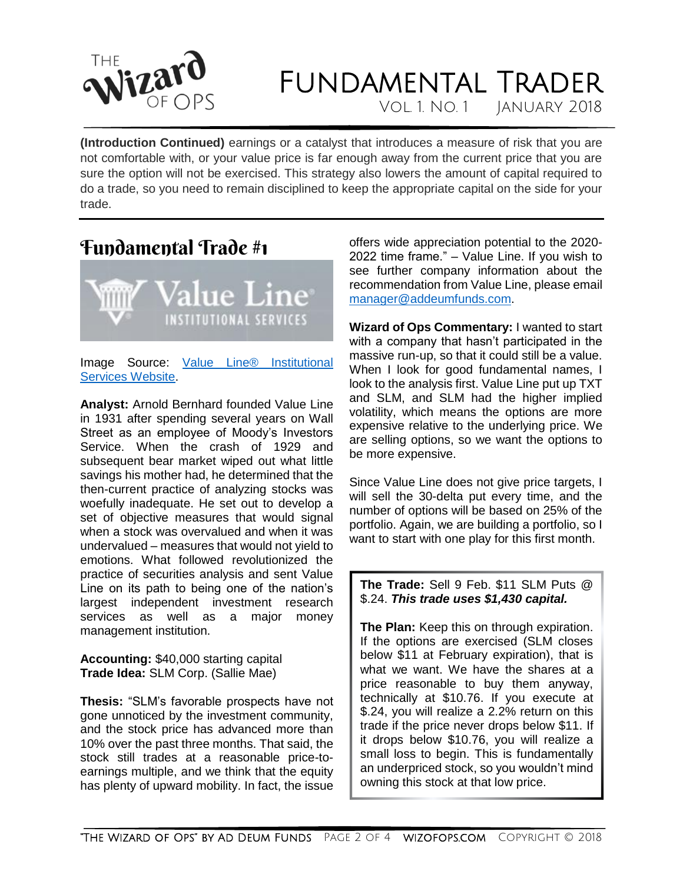**(Introduction Continued)** earnings or a catalyst that introduces a measure of risk that you are not comfortable with, or your value price is far enough away from the current price that you are sure the option will not be exercised. This strategy also lowers the amount of capital required to do a trade, so you need to remain disciplined to keep the appropriate capital on the side for your trade.

## Fundamental Trade #1

Image Source: [Value Line® Institutional Services Website](#).

**Analyst:** Arnold Bernhard founded Value Line in 1931 after spending several years on Wall Street as an employee of Moody's Investors Service. When the crash of 1929 and subsequent bear market wiped out what little savings his mother had, he determined that the then-current practice of analyzing stocks was woefully inadequate. He set out to develop a set of objective measures that would signal when a stock was overvalued and when it was undervalued – measures that would not yield to emotions. What followed revolutionized the practice of securities analysis and sent Value Line on its path to being one of the nation's largest independent investment research services as well as a major money management institution.

**Accounting:** $40,000 starting capital
**Trade Idea:** SLM Corp. (Sallie Mae)

**Thesis:** "SLM's favorable prospects have not gone unnoticed by the investment community, and the stock price has advanced more than 10% over the past three months. That said, the stock still trades at a reasonable price-to-earnings multiple, and we think that the equity has plenty of upward mobility. In fact, the issue offers wide appreciation potential to the 2020-2022 time frame." – Value Line. If you wish to see further company information about the recommendation from Value Line, please email [manager@addeumfunds.com](mailto:manager@addeumfunds.com).

**Wizard of Ops Commentary:** I wanted to start with a company that hasn't participated in the massive run-up, so that it could still be a value. When I look for good fundamental names, I look to the analysis first. Value Line put up TXT and SLM, and SLM had the higher implied volatility, which means the options are more expensive relative to the underlying price. We are selling options, so we want the options to be more expensive.

Since Value Line does not give price targets, I will sell the 30-delta put every time, and the number of options will be based on 25% of the portfolio. Again, we are building a portfolio, so I want to start with one play for this first month.

**The Trade:** Sell 9 Feb. $11 SLM Puts @ $.24. ***This trade uses $1,430 capital.***

**The Plan:** Keep this on through expiration. If the options are exercised (SLM closes below $11 at February expiration), that is what we want. We have the shares at a price reasonable to buy them anyway, technically at $10.76. If you execute at $.24, you will realize a 2.2% return on this trade if the price never drops below $11. If it drops below $10.76, you will realize a small loss to begin. This is fundamentally an underpriced stock, so you wouldn't mind owning this stock at that low price.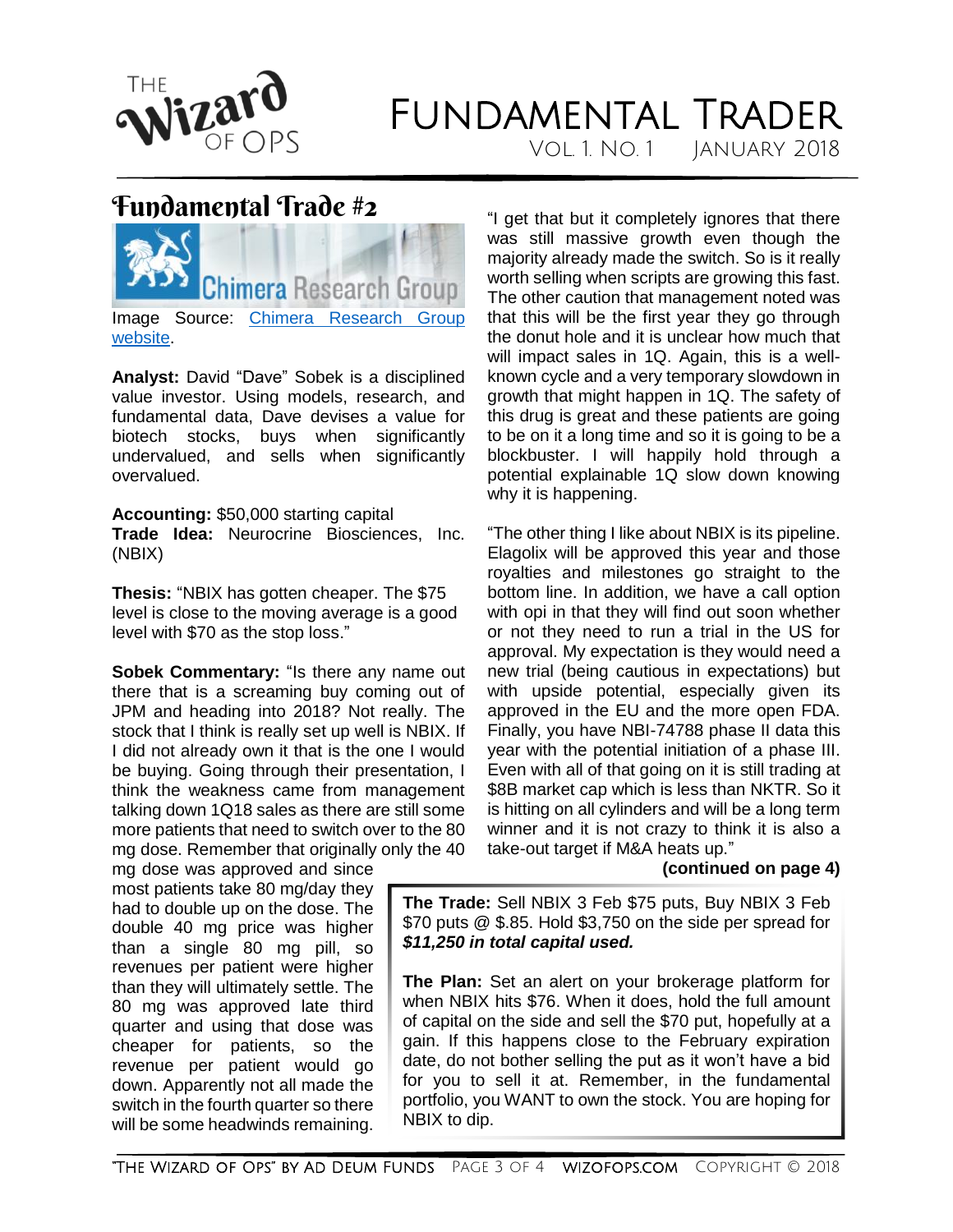# FUNDAMENTAL TRADER

VOL. 1. NO. 1    JANUARY 2018

## Fundamental Trade #2

Image Source: [Chimera Research Group website](#).

**Analyst:** David "Dave" Sobek is a disciplined value investor. Using models, research, and fundamental data, Dave devises a value for biotech stocks, buys when significantly undervalued, and sells when significantly overvalued.

**Accounting:** $50,000 starting capital
**Trade Idea:** Neurocrine Biosciences, Inc. (NBIX)

**Thesis:** "NBIX has gotten cheaper. The $75 level is close to the moving average is a good level with $70 as the stop loss."

**Sobek Commentary:** "Is there any name out there that is a screaming buy coming out of JPM and heading into 2018? Not really. The stock that I think is really set up well is NBIX. If I did not already own it that is the one I would be buying. Going through their presentation, I think the weakness came from management talking down 1Q18 sales as there are still some more patients that need to switch over to the 80 mg dose. Remember that originally only the 40 mg dose was approved and since most patients take 80 mg/day they had to double up on the dose. The double 40 mg price was higher than a single 80 mg pill, so revenues per patient were higher than they will ultimately settle. The 80 mg was approved late third quarter and using that dose was cheaper for patients, so the revenue per patient would go down. Apparently not all made the switch in the fourth quarter so there will be some headwinds remaining.

"I get that but it completely ignores that there was still massive growth even though the majority already made the switch. So is it really worth selling when scripts are growing this fast. The other caution that management noted was that this will be the first year they go through the donut hole and it is unclear how much that will impact sales in 1Q. Again, this is a well-known cycle and a very temporary slowdown in growth that might happen in 1Q. The safety of this drug is great and these patients are going to be on it a long time and so it is going to be a blockbuster. I will happily hold through a potential explainable 1Q slow down knowing why it is happening.

"The other thing I like about NBIX is its pipeline. Elagolix will be approved this year and those royalties and milestones go straight to the bottom line. In addition, we have a call option with opi in that they will find out soon whether or not they need to run a trial in the US for approval. My expectation is they would need a new trial (being cautious in expectations) but with upside potential, especially given its approved in the EU and the more open FDA. Finally, you have NBI-74788 phase II data this year with the potential initiation of a phase III. Even with all of that going on it is still trading at $8B market cap which is less than NKTR. So it is hitting on all cylinders and will be a long term winner and it is not crazy to think it is also a take-out target if M&A heats up."

**(continued on page 4)**

**The Trade:** Sell NBIX 3 Feb $75 puts, Buy NBIX 3 Feb $70 puts @ $.85. Hold $3,750 on the side per spread for ***$11,250 in total capital used.***

**The Plan:** Set an alert on your brokerage platform for when NBIX hits $76. When it does, hold the full amount of capital on the side and sell the $70 put, hopefully at a gain. If this happens close to the February expiration date, do not bother selling the put as it won't have a bid for you to sell it at. Remember, in the fundamental portfolio, you WANT to own the stock. You are hoping for NBIX to dip.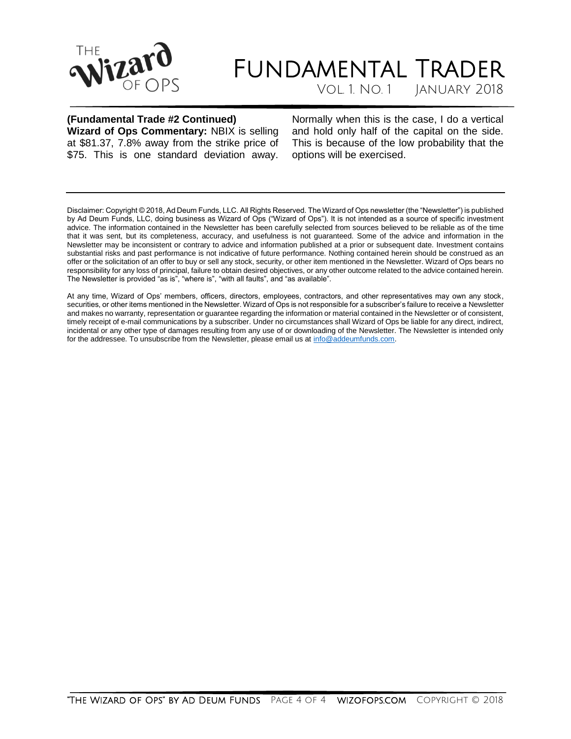**(Fundamental Trade #2 Continued)**

**Wizard of Ops Commentary:** NBIX is selling at $81.37, 7.8% away from the strike price of $75. This is one standard deviation away. Normally when this is the case, I do a vertical and hold only half of the capital on the side. This is because of the low probability that the options will be exercised.

---

Disclaimer: Copyright © 2018, Ad Deum Funds, LLC. All Rights Reserved. The Wizard of Ops newsletter (the "Newsletter") is published by Ad Deum Funds, LLC, doing business as Wizard of Ops ("Wizard of Ops"). It is not intended as a source of specific investment advice. The information contained in the Newsletter has been carefully selected from sources believed to be reliable as of the time that it was sent, but its completeness, accuracy, and usefulness is not guaranteed. Some of the advice and information in the Newsletter may be inconsistent or contrary to advice and information published at a prior or subsequent date. Investment contains substantial risks and past performance is not indicative of future performance. Nothing contained herein should be construed as an offer or the solicitation of an offer to buy or sell any stock, security, or other item mentioned in the Newsletter. Wizard of Ops bears no responsibility for any loss of principal, failure to obtain desired objectives, or any other outcome related to the advice contained herein. The Newsletter is provided "as is", "where is", "with all faults", and "as available".

At any time, Wizard of Ops' members, officers, directors, employees, contractors, and other representatives may own any stock, securities, or other items mentioned in the Newsletter. Wizard of Ops is not responsible for a subscriber's failure to receive a Newsletter and makes no warranty, representation or guarantee regarding the information or material contained in the Newsletter or of consistent, timely receipt of e-mail communications by a subscriber. Under no circumstances shall Wizard of Ops be liable for any direct, indirect, incidental or any other type of damages resulting from any use of or downloading of the Newsletter. The Newsletter is intended only for the addressee. To unsubscribe from the Newsletter, please email us at info@addeumfunds.com.